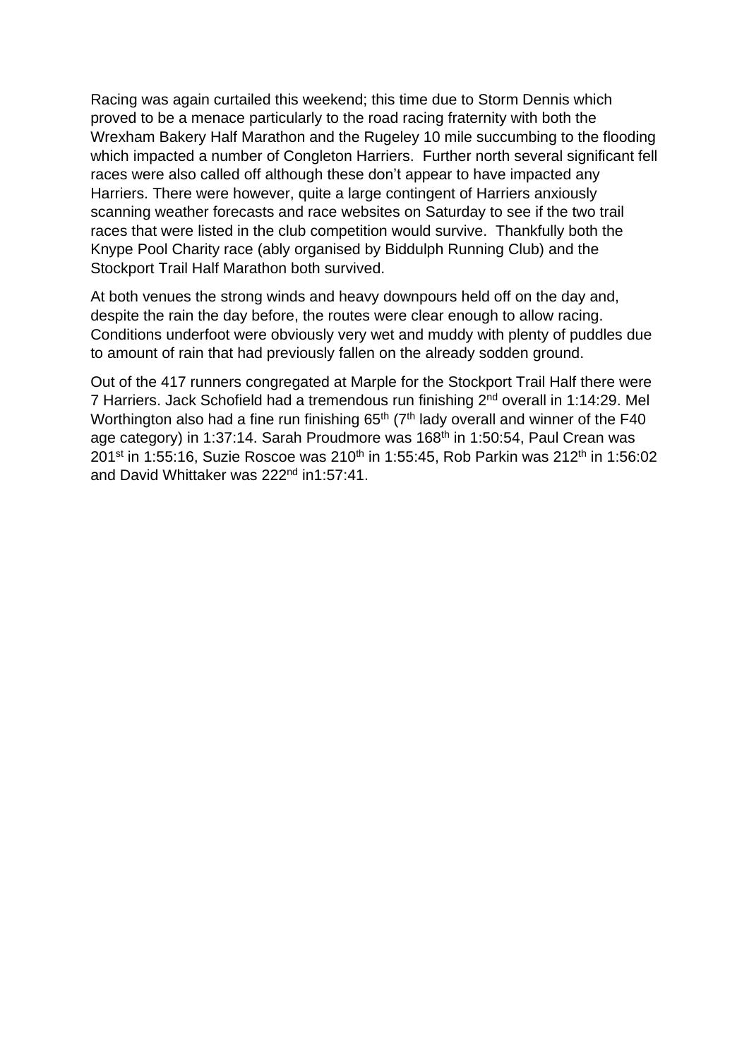Racing was again curtailed this weekend; this time due to Storm Dennis which proved to be a menace particularly to the road racing fraternity with both the Wrexham Bakery Half Marathon and the Rugeley 10 mile succumbing to the flooding which impacted a number of Congleton Harriers.  Further north several significant fell races were also called off although these don't appear to have impacted any Harriers. There were however, quite a large contingent of Harriers anxiously scanning weather forecasts and race websites on Saturday to see if the two trail races that were listed in the club competition would survive.  Thankfully both the Knype Pool Charity race (ably organised by Biddulph Running Club) and the Stockport Trail Half Marathon both survived.

At both venues the strong winds and heavy downpours held off on the day and, despite the rain the day before, the routes were clear enough to allow racing. Conditions underfoot were obviously very wet and muddy with plenty of puddles due to amount of rain that had previously fallen on the already sodden ground.

Out of the 417 runners congregated at Marple for the Stockport Trail Half there were 7 Harriers. Jack Schofield had a tremendous run finishing 2nd overall in 1:14:29. Mel Worthington also had a fine run finishing 65th (7th lady overall and winner of the F40 age category) in 1:37:14. Sarah Proudmore was 168th in 1:50:54, Paul Crean was 201st in 1:55:16, Suzie Roscoe was 210th in 1:55:45, Rob Parkin was 212th in 1:56:02 and David Whittaker was 222nd in1:57:41.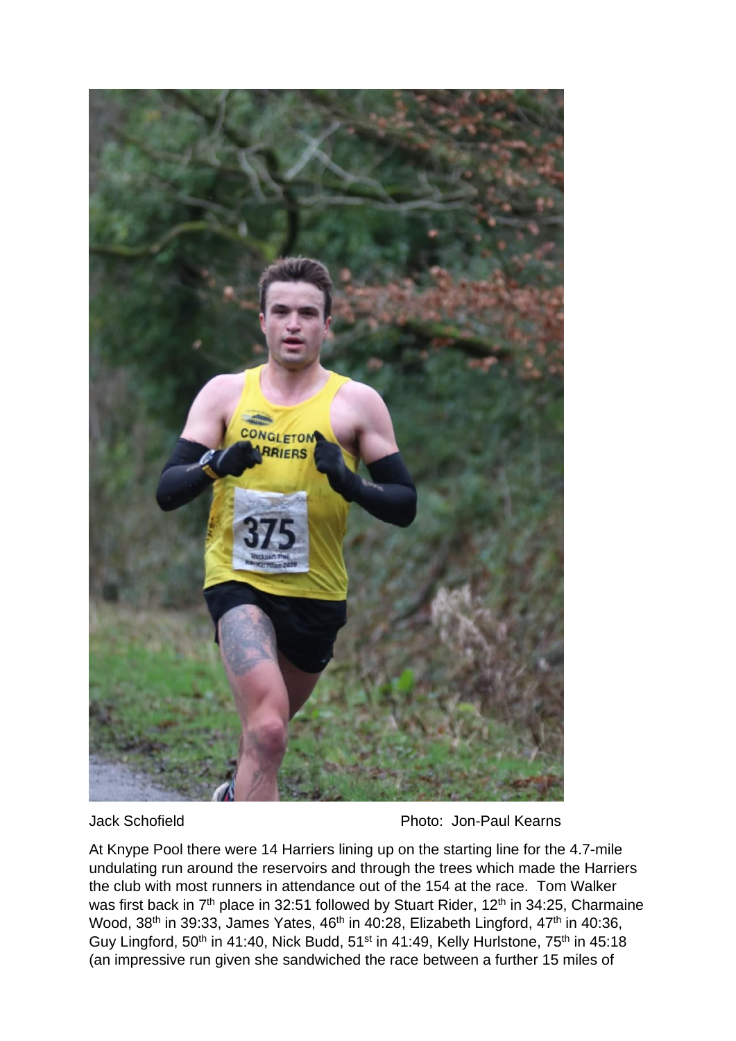Jack Schofield Photo: Jon-Paul Kearns

At Knype Pool there were 14 Harriers lining up on the starting line for the 4.7-mile undulating run around the reservoirs and through the trees which made the Harriers the club with most runners in attendance out of the 154 at the race. Tom Walker was first back in 7th place in 32:51 followed by Stuart Rider, 12th in 34:25, Charmaine Wood, 38th in 39:33, James Yates, 46th in 40:28, Elizabeth Lingford, 47th in 40:36, Guy Lingford, 50th in 41:40, Nick Budd, 51st in 41:49, Kelly Hurlstone, 75th in 45:18 (an impressive run given she sandwiched the race between a further 15 miles of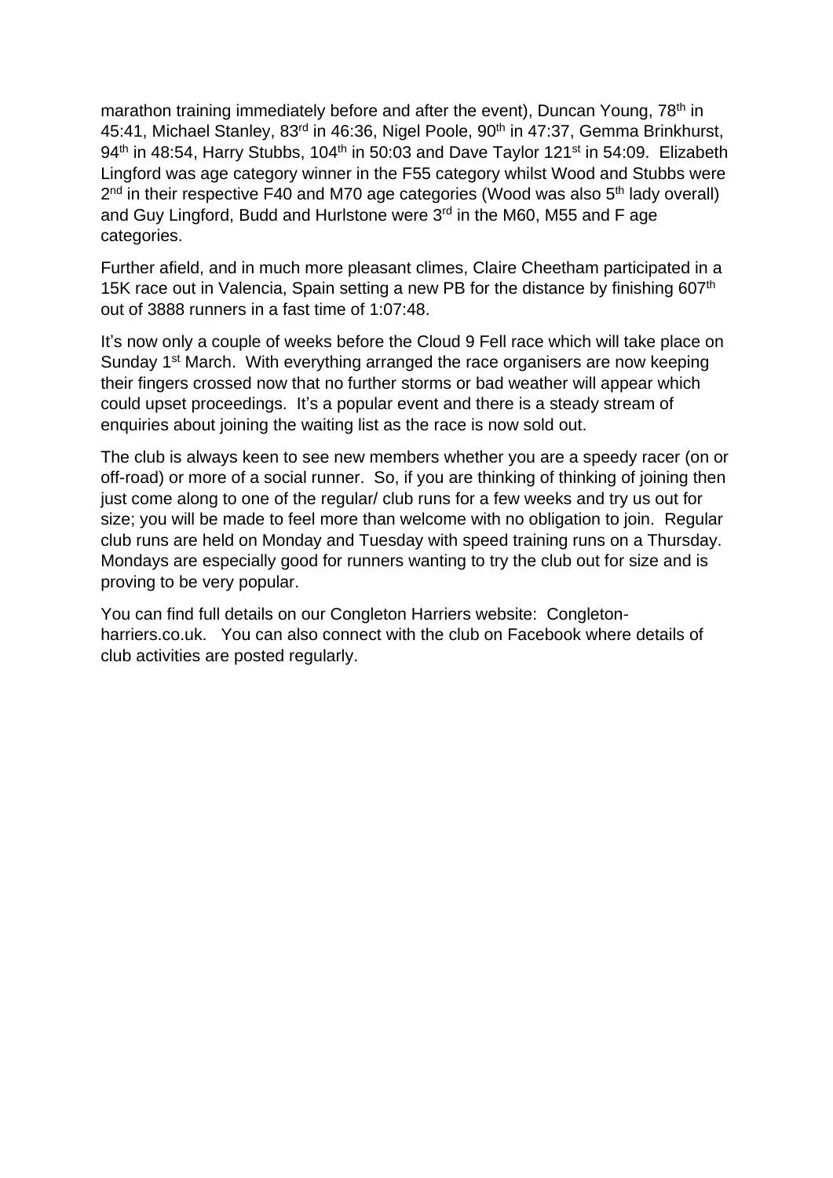marathon training immediately before and after the event), Duncan Young, 78th in 45:41, Michael Stanley, 83rd in 46:36, Nigel Poole, 90th in 47:37, Gemma Brinkhurst, 94th in 48:54, Harry Stubbs, 104th in 50:03 and Dave Taylor 121st in 54:09. Elizabeth Lingford was age category winner in the F55 category whilst Wood and Stubbs were 2nd in their respective F40 and M70 age categories (Wood was also 5th lady overall) and Guy Lingford, Budd and Hurlstone were 3rd in the M60, M55 and F age categories.

Further afield, and in much more pleasant climes, Claire Cheetham participated in a 15K race out in Valencia, Spain setting a new PB for the distance by finishing 607th out of 3888 runners in a fast time of 1:07:48.

It's now only a couple of weeks before the Cloud 9 Fell race which will take place on Sunday 1st March. With everything arranged the race organisers are now keeping their fingers crossed now that no further storms or bad weather will appear which could upset proceedings. It's a popular event and there is a steady stream of enquiries about joining the waiting list as the race is now sold out.

The club is always keen to see new members whether you are a speedy racer (on or off-road) or more of a social runner. So, if you are thinking of thinking of joining then just come along to one of the regular/ club runs for a few weeks and try us out for size; you will be made to feel more than welcome with no obligation to join. Regular club runs are held on Monday and Tuesday with speed training runs on a Thursday. Mondays are especially good for runners wanting to try the club out for size and is proving to be very popular.

You can find full details on our Congleton Harriers website: Congleton-harriers.co.uk. You can also connect with the club on Facebook where details of club activities are posted regularly.